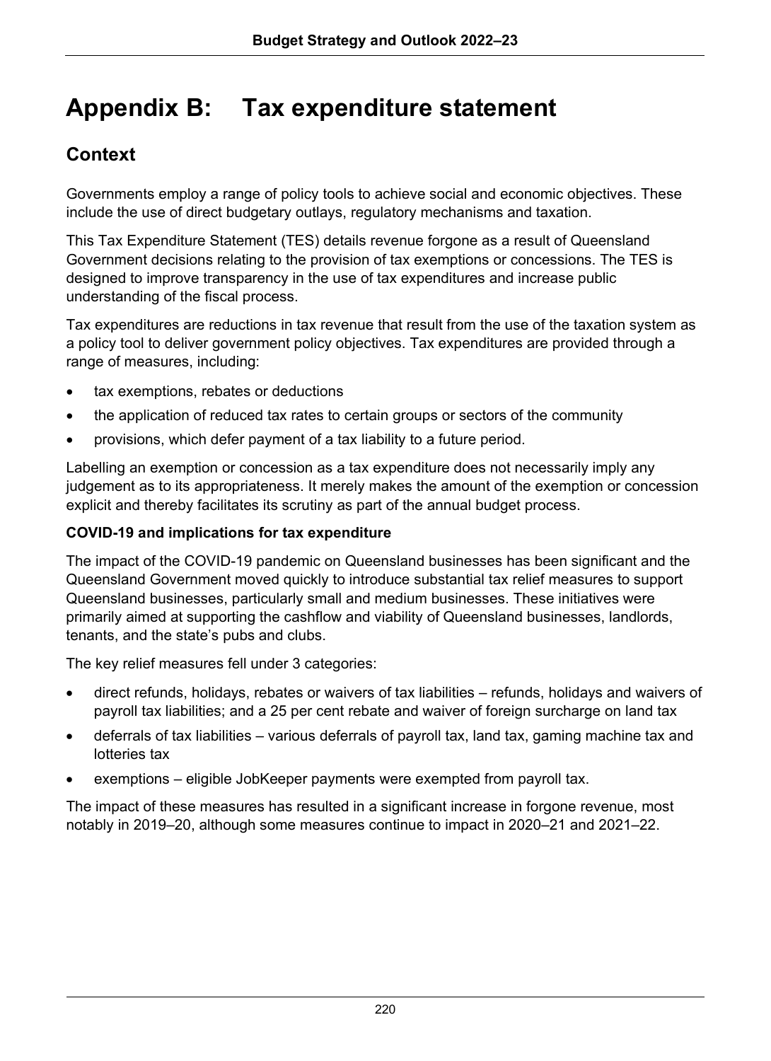# Appendix B: Tax expenditure statement

## Context

Governments employ a range of policy tools to achieve social and economic objectives. These include the use of direct budgetary outlays, regulatory mechanisms and taxation.

This Tax Expenditure Statement (TES) details revenue forgone as a result of Queensland Government decisions relating to the provision of tax exemptions or concessions. The TES is designed to improve transparency in the use of tax expenditures and increase public understanding of the fiscal process.

Tax expenditures are reductions in tax revenue that result from the use of the taxation system as a policy tool to deliver government policy objectives. Tax expenditures are provided through a range of measures, including:

- tax exemptions, rebates or deductions
- the application of reduced tax rates to certain groups or sectors of the community
- provisions, which defer payment of a tax liability to a future period.

Labelling an exemption or concession as a tax expenditure does not necessarily imply any judgement as to its appropriateness. It merely makes the amount of the exemption or concession explicit and thereby facilitates its scrutiny as part of the annual budget process.

**COVID-19 and implications for tax expenditure**

The impact of the COVID-19 pandemic on Queensland businesses has been significant and the Queensland Government moved quickly to introduce substantial tax relief measures to support Queensland businesses, particularly small and medium businesses. These initiatives were primarily aimed at supporting the cashflow and viability of Queensland businesses, landlords, tenants, and the state's pubs and clubs.

The key relief measures fell under 3 categories:

- direct refunds, holidays, rebates or waivers of tax liabilities – refunds, holidays and waivers of payroll tax liabilities; and a 25 per cent rebate and waiver of foreign surcharge on land tax
- deferrals of tax liabilities – various deferrals of payroll tax, land tax, gaming machine tax and lotteries tax
- exemptions – eligible JobKeeper payments were exempted from payroll tax.

The impact of these measures has resulted in a significant increase in forgone revenue, most notably in 2019–20, although some measures continue to impact in 2020–21 and 2021–22.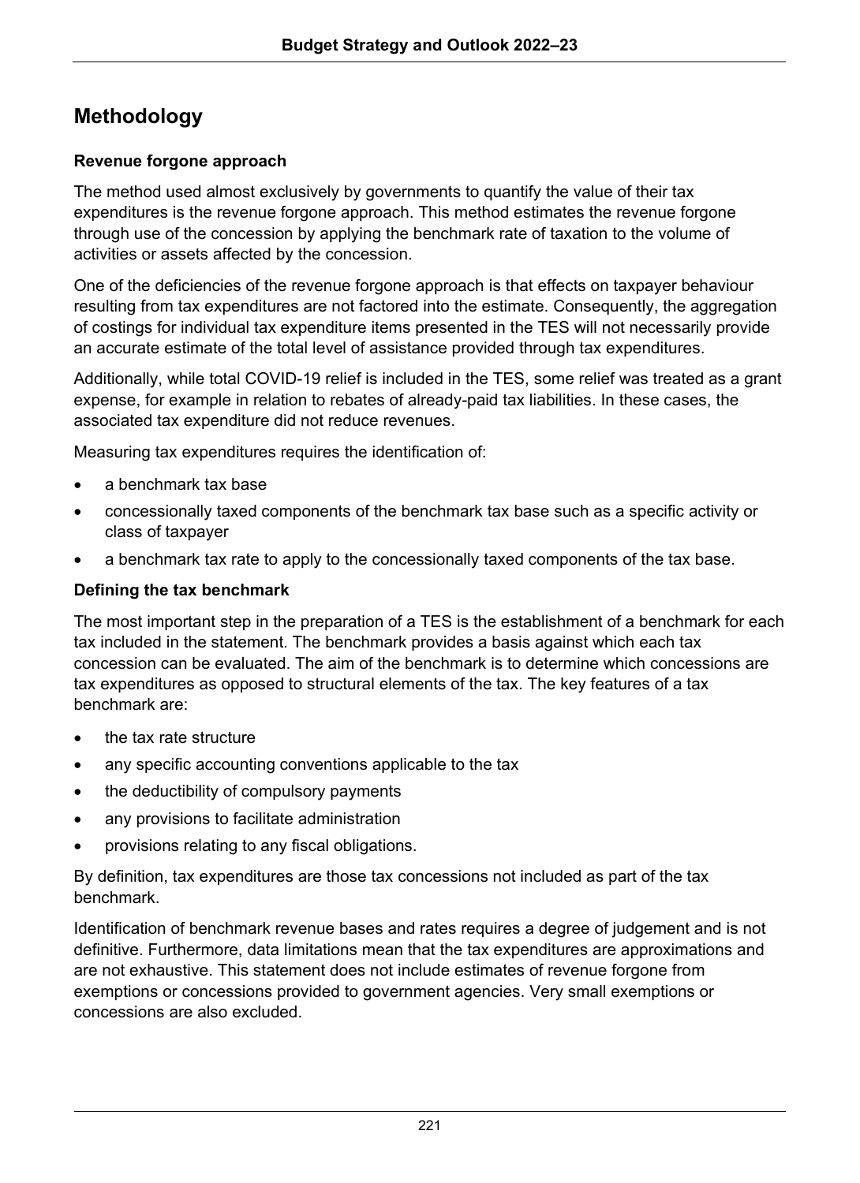## Methodology

### Revenue forgone approach

The method used almost exclusively by governments to quantify the value of their tax expenditures is the revenue forgone approach. This method estimates the revenue forgone through use of the concession by applying the benchmark rate of taxation to the volume of activities or assets affected by the concession.

One of the deficiencies of the revenue forgone approach is that effects on taxpayer behaviour resulting from tax expenditures are not factored into the estimate. Consequently, the aggregation of costings for individual tax expenditure items presented in the TES will not necessarily provide an accurate estimate of the total level of assistance provided through tax expenditures.

Additionally, while total COVID-19 relief is included in the TES, some relief was treated as a grant expense, for example in relation to rebates of already-paid tax liabilities. In these cases, the associated tax expenditure did not reduce revenues.

Measuring tax expenditures requires the identification of:

- a benchmark tax base
- concessionally taxed components of the benchmark tax base such as a specific activity or class of taxpayer
- a benchmark tax rate to apply to the concessionally taxed components of the tax base.

### Defining the tax benchmark

The most important step in the preparation of a TES is the establishment of a benchmark for each tax included in the statement. The benchmark provides a basis against which each tax concession can be evaluated. The aim of the benchmark is to determine which concessions are tax expenditures as opposed to structural elements of the tax. The key features of a tax benchmark are:

- the tax rate structure
- any specific accounting conventions applicable to the tax
- the deductibility of compulsory payments
- any provisions to facilitate administration
- provisions relating to any fiscal obligations.

By definition, tax expenditures are those tax concessions not included as part of the tax benchmark.

Identification of benchmark revenue bases and rates requires a degree of judgement and is not definitive. Furthermore, data limitations mean that the tax expenditures are approximations and are not exhaustive. This statement does not include estimates of revenue forgone from exemptions or concessions provided to government agencies. Very small exemptions or concessions are also excluded.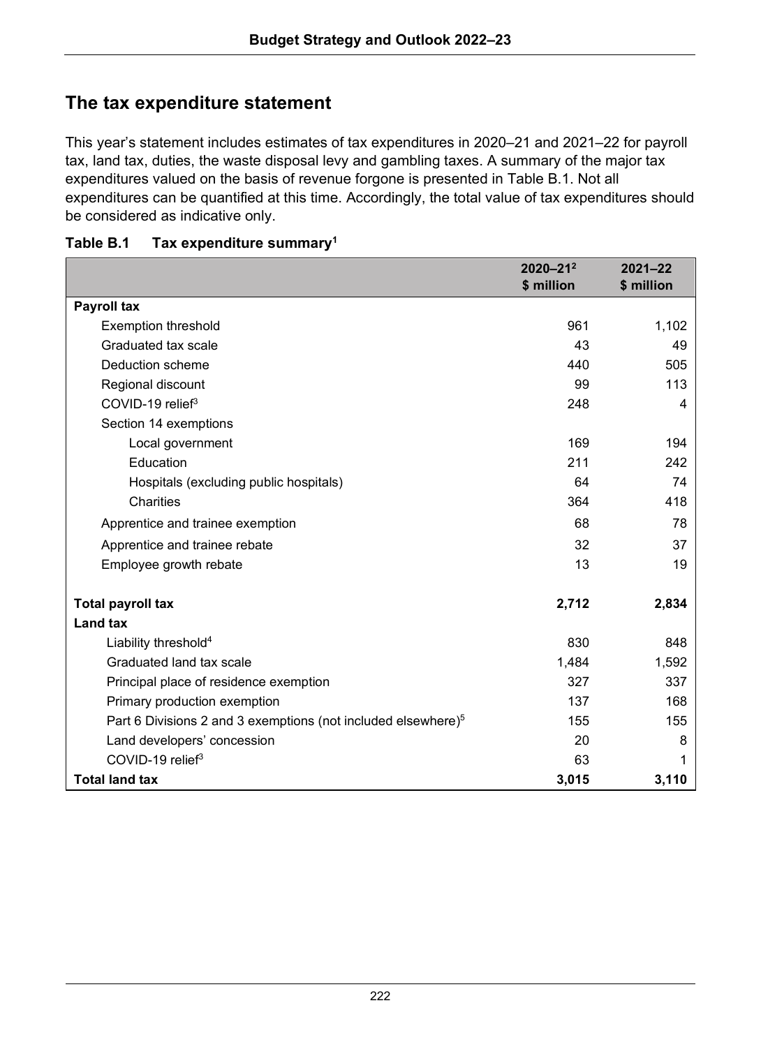## The tax expenditure statement

This year's statement includes estimates of tax expenditures in 2020–21 and 2021–22 for payroll tax, land tax, duties, the waste disposal levy and gambling taxes. A summary of the major tax expenditures valued on the basis of revenue forgone is presented in Table B.1. Not all expenditures can be quantified at this time. Accordingly, the total value of tax expenditures should be considered as indicative only.

**Table B.1 Tax expenditure summary[1]**

| | 2020–21[2] $ million | 2021–22 $ million |
|---|---|---|
| **Payroll tax** | | |
| Exemption threshold | 961 | 1,102 |
| Graduated tax scale | 43 | 49 |
| Deduction scheme | 440 | 505 |
| Regional discount | 99 | 113 |
| COVID-19 relief[3] | 248 | 4 |
| Section 14 exemptions | | |
| Local government | 169 | 194 |
| Education | 211 | 242 |
| Hospitals (excluding public hospitals) | 64 | 74 |
| Charities | 364 | 418 |
| Apprentice and trainee exemption | 68 | 78 |
| Apprentice and trainee rebate | 32 | 37 |
| Employee growth rebate | 13 | 19 |
| **Total payroll tax** | **2,712** | **2,834** |
| **Land tax** | | |
| Liability threshold[4] | 830 | 848 |
| Graduated land tax scale | 1,484 | 1,592 |
| Principal place of residence exemption | 327 | 337 |
| Primary production exemption | 137 | 168 |
| Part 6 Divisions 2 and 3 exemptions (not included elsewhere)[5] | 155 | 155 |
| Land developers' concession | 20 | 8 |
| COVID-19 relief[3] | 63 | 1 |
| **Total land tax** | **3,015** | **3,110** |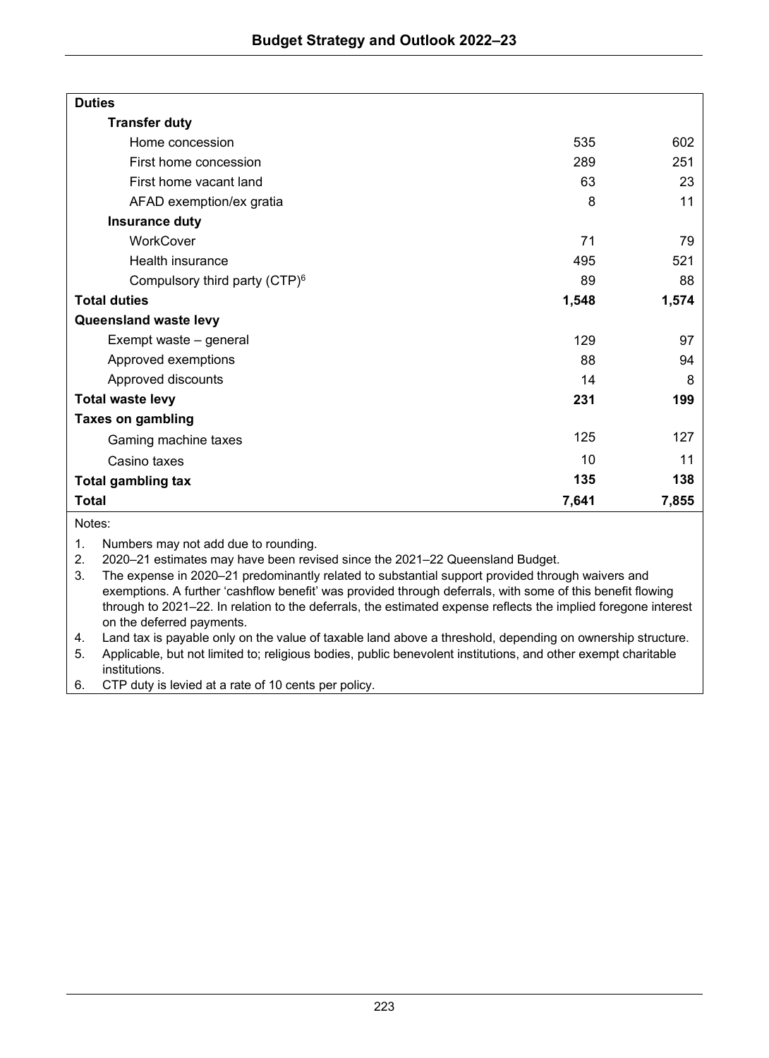| | | |
|---|---|---|
| **Duties** | | |
| **Transfer duty** | | |
| Home concession | 535 | 602 |
| First home concession | 289 | 251 |
| First home vacant land | 63 | 23 |
| AFAD exemption/ex gratia | 8 | 11 |
| **Insurance duty** | | |
| WorkCover | 71 | 79 |
| Health insurance | 495 | 521 |
| Compulsory third party (CTP)[6] | 89 | 88 |
| **Total duties** | **1,548** | **1,574** |
| **Queensland waste levy** | | |
| Exempt waste – general | 129 | 97 |
| Approved exemptions | 88 | 94 |
| Approved discounts | 14 | 8 |
| **Total waste levy** | **231** | **199** |
| **Taxes on gambling** | | |
| Gaming machine taxes | 125 | 127 |
| Casino taxes | 10 | 11 |
| **Total gambling tax** | **135** | **138** |
| **Total** | **7,641** | **7,855** |

Notes:

1. Numbers may not add due to rounding.
2. 2020–21 estimates may have been revised since the 2021–22 Queensland Budget.
3. The expense in 2020–21 predominantly related to substantial support provided through waivers and exemptions. A further 'cashflow benefit' was provided through deferrals, with some of this benefit flowing through to 2021–22. In relation to the deferrals, the estimated expense reflects the implied foregone interest on the deferred payments.
4. Land tax is payable only on the value of taxable land above a threshold, depending on ownership structure.
5. Applicable, but not limited to; religious bodies, public benevolent institutions, and other exempt charitable institutions.
6. CTP duty is levied at a rate of 10 cents per policy.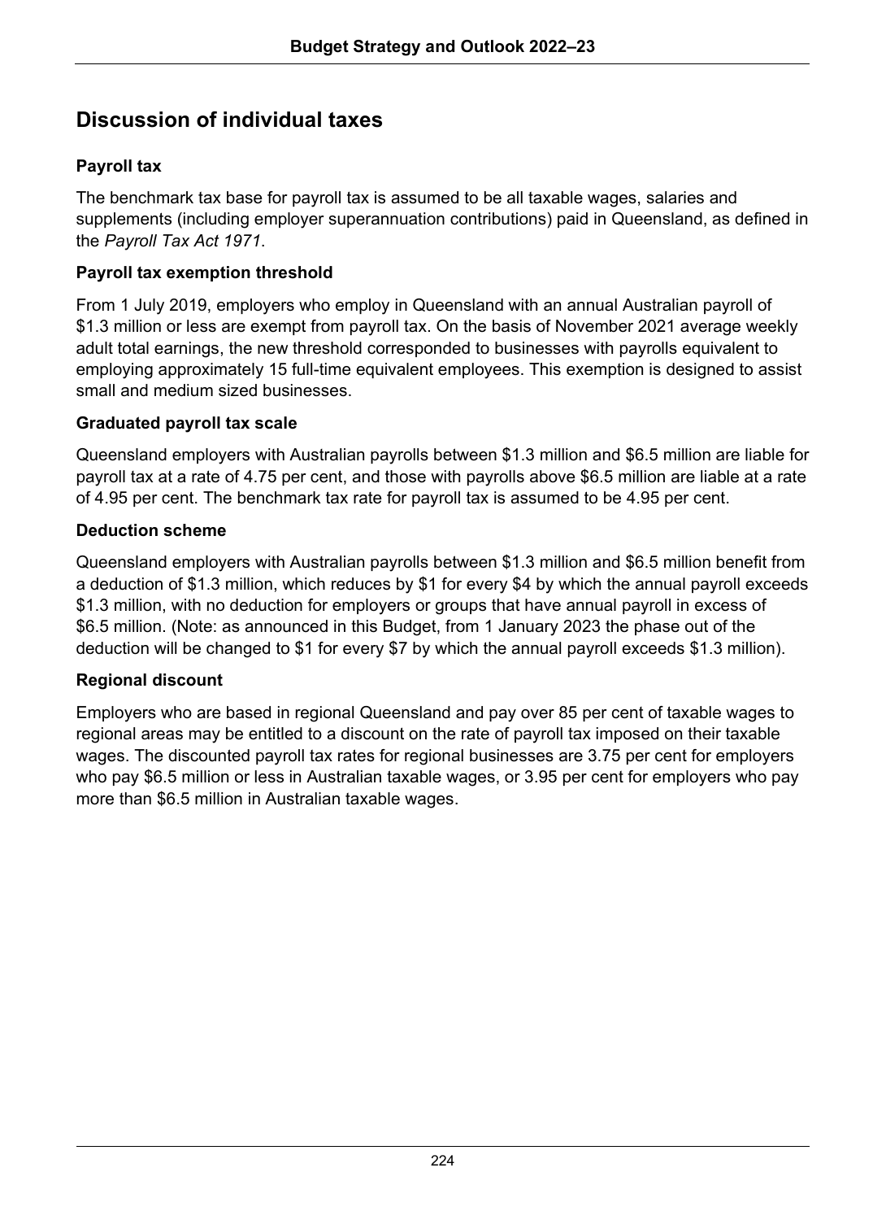## Discussion of individual taxes

### Payroll tax

The benchmark tax base for payroll tax is assumed to be all taxable wages, salaries and supplements (including employer superannuation contributions) paid in Queensland, as defined in the *Payroll Tax Act 1971*.

### Payroll tax exemption threshold

From 1 July 2019, employers who employ in Queensland with an annual Australian payroll of $1.3 million or less are exempt from payroll tax. On the basis of November 2021 average weekly adult total earnings, the new threshold corresponded to businesses with payrolls equivalent to employing approximately 15 full-time equivalent employees. This exemption is designed to assist small and medium sized businesses.

### Graduated payroll tax scale

Queensland employers with Australian payrolls between $1.3 million and $6.5 million are liable for payroll tax at a rate of 4.75 per cent, and those with payrolls above $6.5 million are liable at a rate of 4.95 per cent. The benchmark tax rate for payroll tax is assumed to be 4.95 per cent.

### Deduction scheme

Queensland employers with Australian payrolls between $1.3 million and $6.5 million benefit from a deduction of $1.3 million, which reduces by $1 for every $4 by which the annual payroll exceeds $1.3 million, with no deduction for employers or groups that have annual payroll in excess of $6.5 million. (Note: as announced in this Budget, from 1 January 2023 the phase out of the deduction will be changed to $1 for every $7 by which the annual payroll exceeds $1.3 million).

### Regional discount

Employers who are based in regional Queensland and pay over 85 per cent of taxable wages to regional areas may be entitled to a discount on the rate of payroll tax imposed on their taxable wages. The discounted payroll tax rates for regional businesses are 3.75 per cent for employers who pay $6.5 million or less in Australian taxable wages, or 3.95 per cent for employers who pay more than $6.5 million in Australian taxable wages.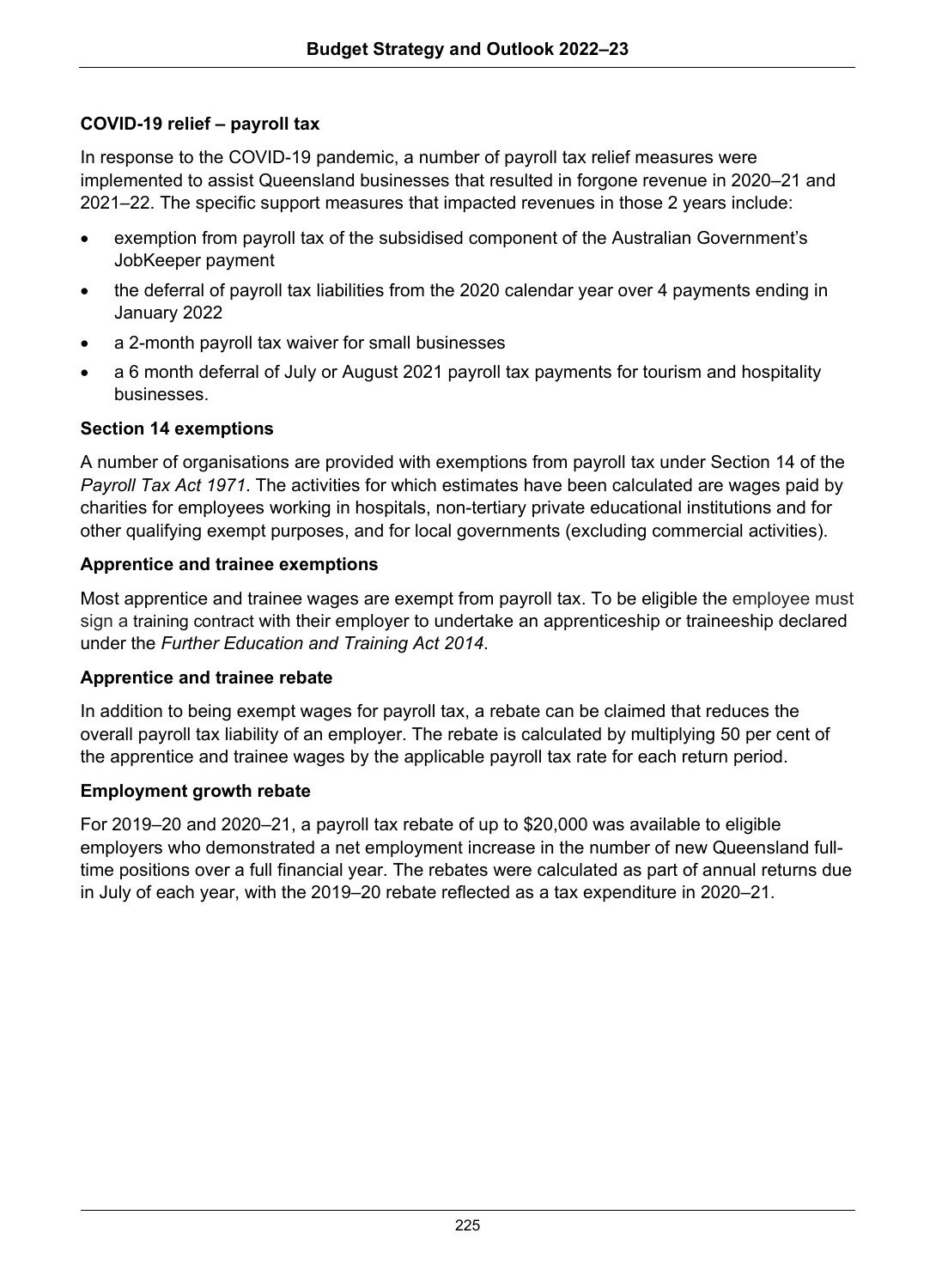### COVID-19 relief – payroll tax

In response to the COVID-19 pandemic, a number of payroll tax relief measures were implemented to assist Queensland businesses that resulted in forgone revenue in 2020–21 and 2021–22. The specific support measures that impacted revenues in those 2 years include:

- exemption from payroll tax of the subsidised component of the Australian Government's JobKeeper payment
- the deferral of payroll tax liabilities from the 2020 calendar year over 4 payments ending in January 2022
- a 2-month payroll tax waiver for small businesses
- a 6 month deferral of July or August 2021 payroll tax payments for tourism and hospitality businesses.

### Section 14 exemptions

A number of organisations are provided with exemptions from payroll tax under Section 14 of the *Payroll Tax Act 1971*. The activities for which estimates have been calculated are wages paid by charities for employees working in hospitals, non-tertiary private educational institutions and for other qualifying exempt purposes, and for local governments (excluding commercial activities).

### Apprentice and trainee exemptions

Most apprentice and trainee wages are exempt from payroll tax. To be eligible the employee must sign a training contract with their employer to undertake an apprenticeship or traineeship declared under the *Further Education and Training Act 2014*.

### Apprentice and trainee rebate

In addition to being exempt wages for payroll tax, a rebate can be claimed that reduces the overall payroll tax liability of an employer. The rebate is calculated by multiplying 50 per cent of the apprentice and trainee wages by the applicable payroll tax rate for each return period.

### Employment growth rebate

For 2019–20 and 2020–21, a payroll tax rebate of up to $20,000 was available to eligible employers who demonstrated a net employment increase in the number of new Queensland full-time positions over a full financial year. The rebates were calculated as part of annual returns due in July of each year, with the 2019–20 rebate reflected as a tax expenditure in 2020–21.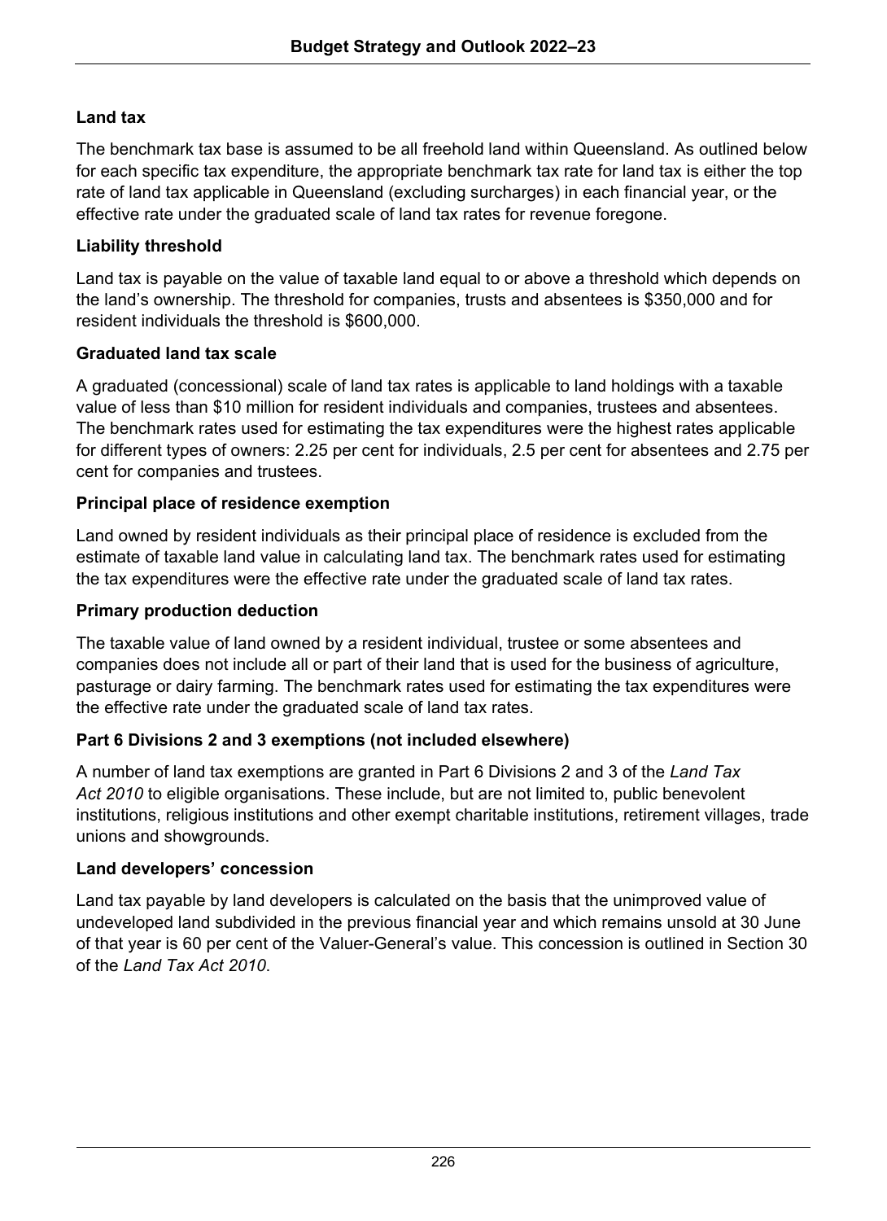### Land tax

The benchmark tax base is assumed to be all freehold land within Queensland. As outlined below for each specific tax expenditure, the appropriate benchmark tax rate for land tax is either the top rate of land tax applicable in Queensland (excluding surcharges) in each financial year, or the effective rate under the graduated scale of land tax rates for revenue foregone.

#### Liability threshold

Land tax is payable on the value of taxable land equal to or above a threshold which depends on the land's ownership. The threshold for companies, trusts and absentees is $350,000 and for resident individuals the threshold is $600,000.

#### Graduated land tax scale

A graduated (concessional) scale of land tax rates is applicable to land holdings with a taxable value of less than $10 million for resident individuals and companies, trustees and absentees. The benchmark rates used for estimating the tax expenditures were the highest rates applicable for different types of owners: 2.25 per cent for individuals, 2.5 per cent for absentees and 2.75 per cent for companies and trustees.

#### Principal place of residence exemption

Land owned by resident individuals as their principal place of residence is excluded from the estimate of taxable land value in calculating land tax. The benchmark rates used for estimating the tax expenditures were the effective rate under the graduated scale of land tax rates.

#### Primary production deduction

The taxable value of land owned by a resident individual, trustee or some absentees and companies does not include all or part of their land that is used for the business of agriculture, pasturage or dairy farming. The benchmark rates used for estimating the tax expenditures were the effective rate under the graduated scale of land tax rates.

#### Part 6 Divisions 2 and 3 exemptions (not included elsewhere)

A number of land tax exemptions are granted in Part 6 Divisions 2 and 3 of the *Land Tax Act 2010* to eligible organisations. These include, but are not limited to, public benevolent institutions, religious institutions and other exempt charitable institutions, retirement villages, trade unions and showgrounds.

#### Land developers' concession

Land tax payable by land developers is calculated on the basis that the unimproved value of undeveloped land subdivided in the previous financial year and which remains unsold at 30 June of that year is 60 per cent of the Valuer-General's value. This concession is outlined in Section 30 of the *Land Tax Act 2010*.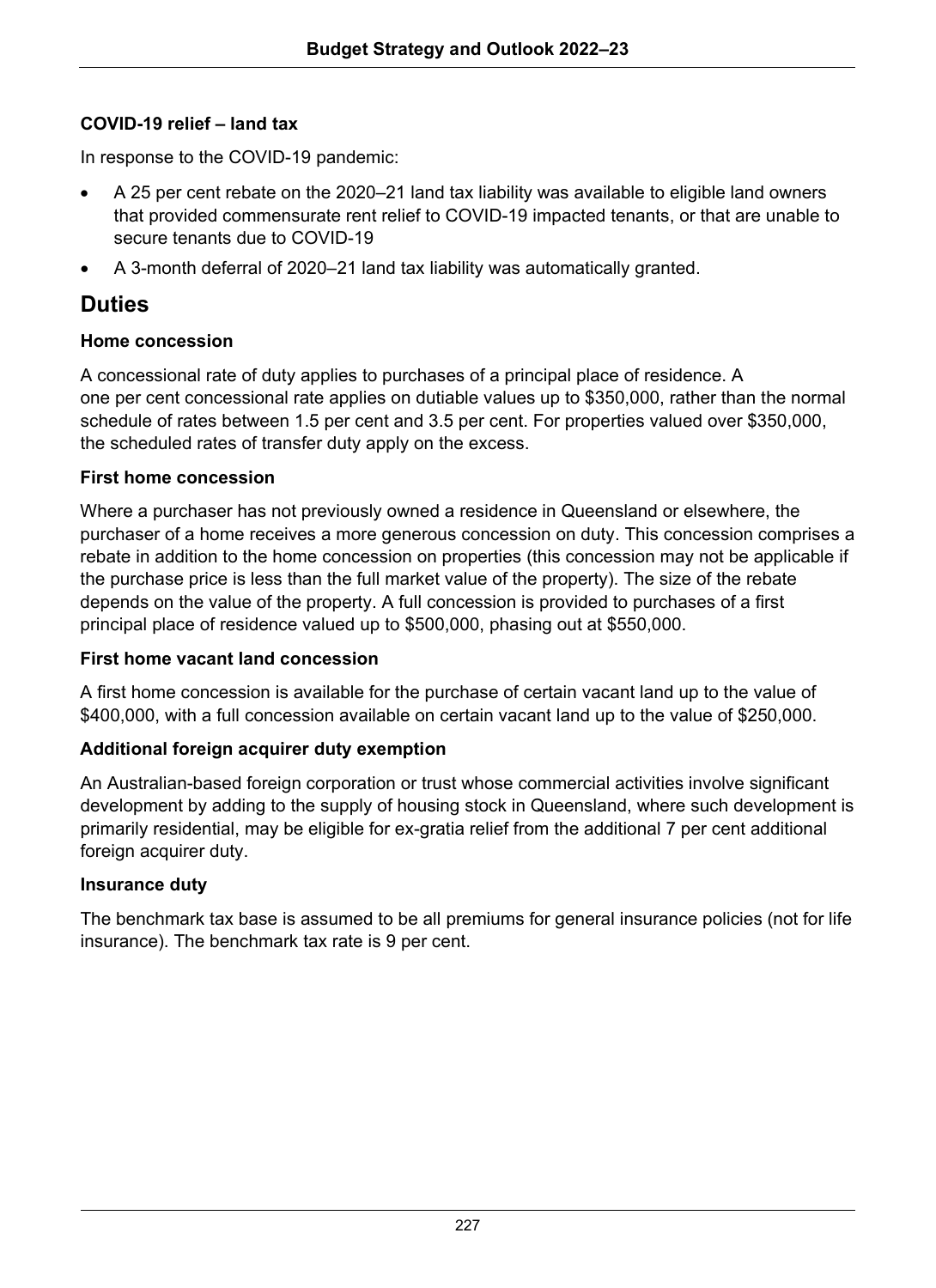#### COVID-19 relief – land tax

In response to the COVID-19 pandemic:

- A 25 per cent rebate on the 2020–21 land tax liability was available to eligible land owners that provided commensurate rent relief to COVID-19 impacted tenants, or that are unable to secure tenants due to COVID-19
- A 3-month deferral of 2020–21 land tax liability was automatically granted.

## Duties

#### Home concession

A concessional rate of duty applies to purchases of a principal place of residence. A one per cent concessional rate applies on dutiable values up to $350,000, rather than the normal schedule of rates between 1.5 per cent and 3.5 per cent. For properties valued over $350,000, the scheduled rates of transfer duty apply on the excess.

#### First home concession

Where a purchaser has not previously owned a residence in Queensland or elsewhere, the purchaser of a home receives a more generous concession on duty. This concession comprises a rebate in addition to the home concession on properties (this concession may not be applicable if the purchase price is less than the full market value of the property). The size of the rebate depends on the value of the property. A full concession is provided to purchases of a first principal place of residence valued up to $500,000, phasing out at $550,000.

#### First home vacant land concession

A first home concession is available for the purchase of certain vacant land up to the value of $400,000, with a full concession available on certain vacant land up to the value of $250,000.

#### Additional foreign acquirer duty exemption

An Australian-based foreign corporation or trust whose commercial activities involve significant development by adding to the supply of housing stock in Queensland, where such development is primarily residential, may be eligible for ex-gratia relief from the additional 7 per cent additional foreign acquirer duty.

#### Insurance duty

The benchmark tax base is assumed to be all premiums for general insurance policies (not for life insurance). The benchmark tax rate is 9 per cent.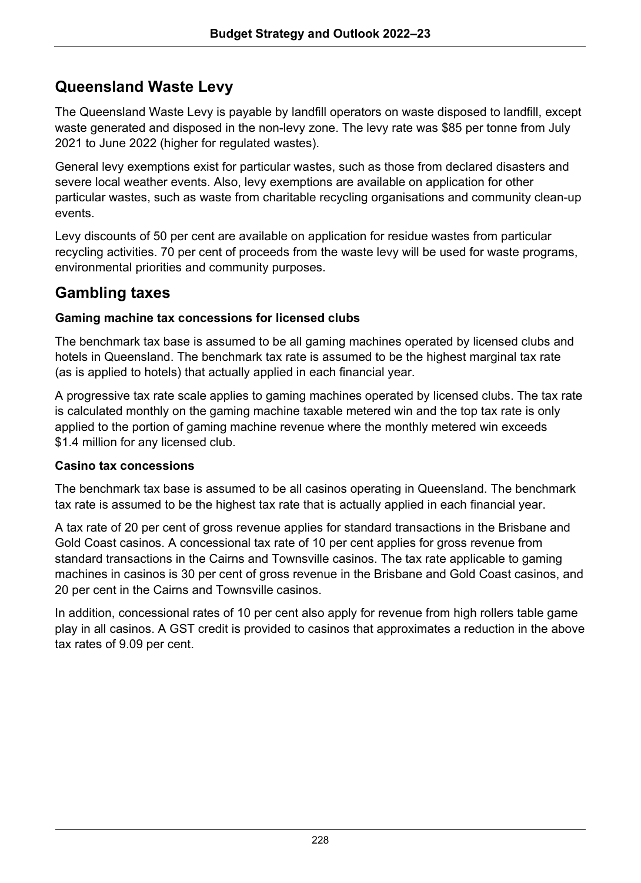## Queensland Waste Levy

The Queensland Waste Levy is payable by landfill operators on waste disposed to landfill, except waste generated and disposed in the non-levy zone. The levy rate was $85 per tonne from July 2021 to June 2022 (higher for regulated wastes).

General levy exemptions exist for particular wastes, such as those from declared disasters and severe local weather events. Also, levy exemptions are available on application for other particular wastes, such as waste from charitable recycling organisations and community clean-up events.

Levy discounts of 50 per cent are available on application for residue wastes from particular recycling activities. 70 per cent of proceeds from the waste levy will be used for waste programs, environmental priorities and community purposes.

## Gambling taxes

### Gaming machine tax concessions for licensed clubs

The benchmark tax base is assumed to be all gaming machines operated by licensed clubs and hotels in Queensland. The benchmark tax rate is assumed to be the highest marginal tax rate (as is applied to hotels) that actually applied in each financial year.

A progressive tax rate scale applies to gaming machines operated by licensed clubs. The tax rate is calculated monthly on the gaming machine taxable metered win and the top tax rate is only applied to the portion of gaming machine revenue where the monthly metered win exceeds $1.4 million for any licensed club.

### Casino tax concessions

The benchmark tax base is assumed to be all casinos operating in Queensland. The benchmark tax rate is assumed to be the highest tax rate that is actually applied in each financial year.

A tax rate of 20 per cent of gross revenue applies for standard transactions in the Brisbane and Gold Coast casinos. A concessional tax rate of 10 per cent applies for gross revenue from standard transactions in the Cairns and Townsville casinos. The tax rate applicable to gaming machines in casinos is 30 per cent of gross revenue in the Brisbane and Gold Coast casinos, and 20 per cent in the Cairns and Townsville casinos.

In addition, concessional rates of 10 per cent also apply for revenue from high rollers table game play in all casinos. A GST credit is provided to casinos that approximates a reduction in the above tax rates of 9.09 per cent.